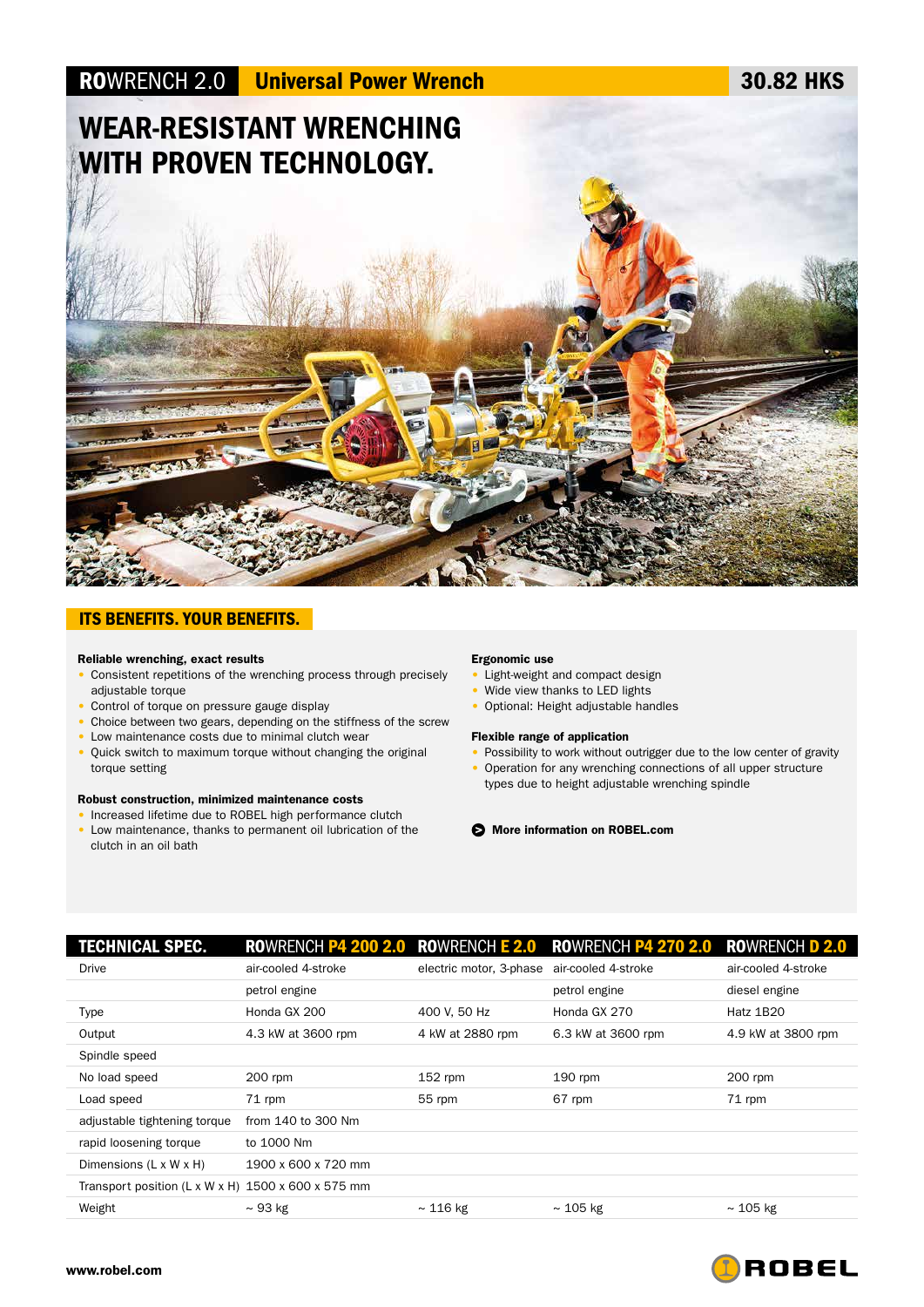# ROWRENCH 2.0 Universal Power Wrench

**30.82 HKS**

## WEAR-RESISTANT WRENCHING WITH PROVEN TECHNOLOGY.

## ITS BENEFITS. YOUR BENEFITS.

**Reliable wrenching, exact results**

- Consistent repetitions of the wrenching process through precisely adjustable torque
- Control of torque on pressure gauge display
- Choice between two gears, depending on the stiffness of the screw
- Low maintenance costs due to minimal clutch wear
- Quick switch to maximum torque without changing the original torque setting

**Robust construction, minimized maintenance costs**

- Increased lifetime due to ROBEL high performance clutch
- Low maintenance, thanks to permanent oil lubrication of the clutch in an oil bath

**Ergonomic use**

- Light-weight and compact design
- Wide view thanks to LED lights
- Optional: Height adjustable handles

**Flexible range of application**

- Possibility to work without outrigger due to the low center of gravity
- Operation for any wrenching connections of all upper structure types due to height adjustable wrenching spindle

**More information on ROBEL.com**

| TECHNICAL SPEC. | ROWRENCH P4 200 2.0 | ROWRENCH E 2.0 | ROWRENCH P4 270 2.0 | ROWRENCH D 2.0 |
|---|---|---|---|---|
| Drive | air-cooled 4-stroke petrol engine | electric motor, 3-phase | air-cooled 4-stroke petrol engine | air-cooled 4-stroke diesel engine |
| Type | Honda GX 200 | 400 V, 50 Hz | Honda GX 270 | Hatz 1B20 |
| Output | 4.3 kW at 3600 rpm | 4 kW at 2880 rpm | 6.3 kW at 3600 rpm | 4.9 kW at 3800 rpm |
| Spindle speed | | | | |
| No load speed | 200 rpm | 152 rpm | 190 rpm | 200 rpm |
| Load speed | 71 rpm | 55 rpm | 67 rpm | 71 rpm |
| adjustable tightening torque | from 140 to 300 Nm | | | |
| rapid loosening torque | to 1000 Nm | | | |
| Dimensions (L x W x H) | 1900 x 600 x 720 mm | | | |
| Transport position (L x W x H) | 1500 x 600 x 575 mm | | | |
| Weight | ~ 93 kg | ~ 116 kg | ~ 105 kg | ~ 105 kg |

www.robel.com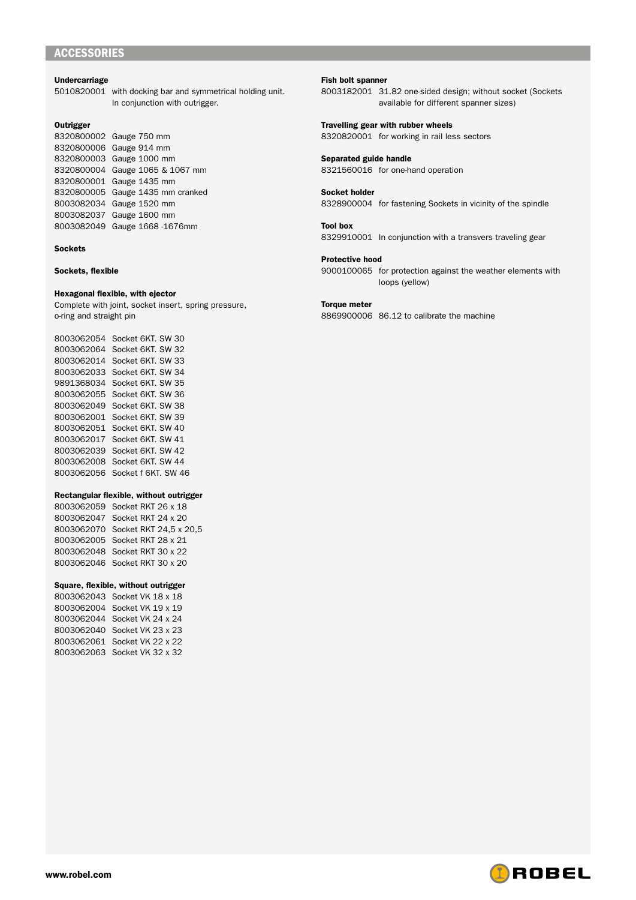## ACCESSORIES

**Undercarriage**

5010820001 with docking bar and symmetrical holding unit. In conjunction with outrigger.

**Outrigger**

| | |
|---|---|
| 8320800002 | Gauge 750 mm |
| 8320800006 | Gauge 914 mm |
| 8320800003 | Gauge 1000 mm |
| 8320800004 | Gauge 1065 & 1067 mm |
| 8320800001 | Gauge 1435 mm |
| 8320800005 | Gauge 1435 mm cranked |
| 8003082034 | Gauge 1520 mm |
| 8003082037 | Gauge 1600 mm |
| 8003082049 | Gauge 1668 -1676mm |

**Sockets**

**Sockets, flexible**

**Hexagonal flexible, with ejector**

Complete with joint, socket insert, spring pressure, o-ring and straight pin

| | |
|---|---|
| 8003062054 | Socket 6KT. SW 30 |
| 8003062064 | Socket 6KT. SW 32 |
| 8003062014 | Socket 6KT. SW 33 |
| 8003062033 | Socket 6KT. SW 34 |
| 9891368034 | Socket 6KT. SW 35 |
| 8003062055 | Socket 6KT. SW 36 |
| 8003062049 | Socket 6KT. SW 38 |
| 8003062001 | Socket 6KT. SW 39 |
| 8003062051 | Socket 6KT. SW 40 |
| 8003062017 | Socket 6KT. SW 41 |
| 8003062039 | Socket 6KT. SW 42 |
| 8003062008 | Socket 6KT. SW 44 |
| 8003062056 | Socket f 6KT. SW 46 |

**Rectangular flexible, without outrigger**

| | |
|---|---|
| 8003062059 | Socket RKT 26 x 18 |
| 8003062047 | Socket RKT 24 x 20 |
| 8003062070 | Socket RKT 24,5 x 20,5 |
| 8003062005 | Socket RKT 28 x 21 |
| 8003062048 | Socket RKT 30 x 22 |
| 8003062046 | Socket RKT 30 x 20 |

**Square, flexible, without outrigger**

| | |
|---|---|
| 8003062043 | Socket VK 18 x 18 |
| 8003062004 | Socket VK 19 x 19 |
| 8003062044 | Socket VK 24 x 24 |
| 8003062040 | Socket VK 23 x 23 |
| 8003062061 | Socket VK 22 x 22 |
| 8003062063 | Socket VK 32 x 32 |

**Fish bolt spanner**

8003182001 31.82 one-sided design; without socket (Sockets available for different spanner sizes)

**Travelling gear with rubber wheels**

8320820001 for working in rail less sectors

**Separated guide handle**

8321560016 for one-hand operation

**Socket holder**

8328900004 for fastening Sockets in vicinity of the spindle

**Tool box**

8329910001 In conjunction with a transvers traveling gear

**Protective hood**

9000100065 for protection against the weather elements with loops (yellow)

**Torque meter**

8869900006 86.12 to calibrate the machine

www.robel.com